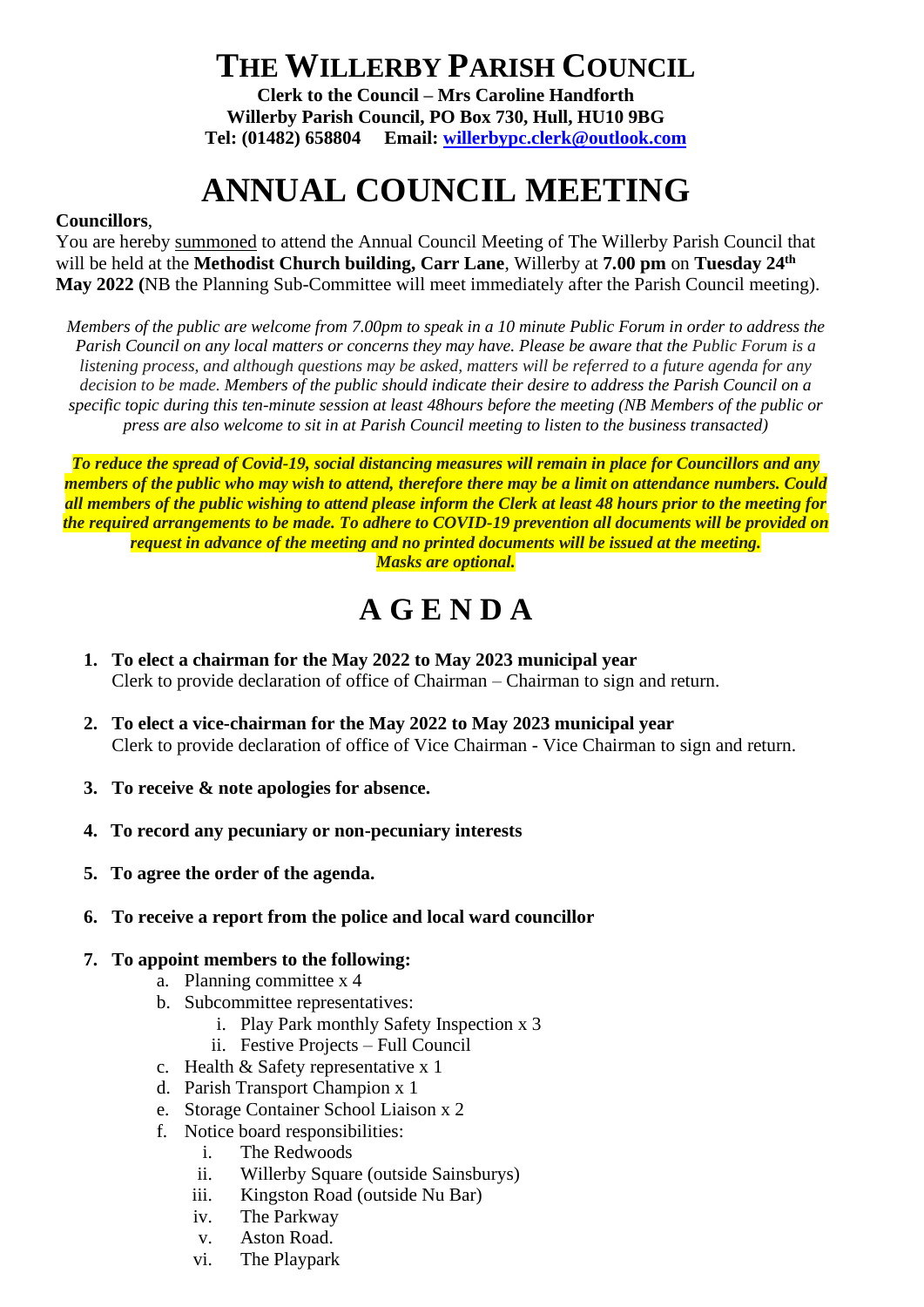# THE WILLERBY PARISH COUNCIL

**Clerk to the Council – Mrs Caroline Handforth**
**Willerby Parish Council, PO Box 730, Hull, HU10 9BG**
**Tel: (01482) 658804 Email: willerbypc.clerk@outlook.com**

# ANNUAL COUNCIL MEETING

**Councillors**,
You are hereby summoned to attend the Annual Council Meeting of The Willerby Parish Council that will be held at the **Methodist Church building, Carr Lane**, Willerby at **7.00 pm** on **Tuesday 24th May 2022 (**NB the Planning Sub-Committee will meet immediately after the Parish Council meeting).

*Members of the public are welcome from 7.00pm to speak in a 10 minute Public Forum in order to address the Parish Council on any local matters or concerns they may have. Please be aware that the Public Forum is a listening process, and although questions may be asked, matters will be referred to a future agenda for any decision to be made. Members of the public should indicate their desire to address the Parish Council on a specific topic during this ten-minute session at least 48hours before the meeting (NB Members of the public or press are also welcome to sit in at Parish Council meeting to listen to the business transacted)*

***To reduce the spread of Covid-19, social distancing measures will remain in place for Councillors and any members of the public who may wish to attend, therefore there may be a limit on attendance numbers. Could all members of the public wishing to attend please inform the Clerk at least 48 hours prior to the meeting for the required arrangements to be made. To adhere to COVID-19 prevention all documents will be provided on request in advance of the meeting and no printed documents will be issued at the meeting. Masks are optional.***

# A G E N D A

1. **To elect a chairman for the May 2022 to May 2023 municipal year**
   Clerk to provide declaration of office of Chairman – Chairman to sign and return.

2. **To elect a vice-chairman for the May 2022 to May 2023 municipal year**
   Clerk to provide declaration of office of Vice Chairman - Vice Chairman to sign and return.

3. **To receive & note apologies for absence.**

4. **To record any pecuniary or non-pecuniary interests**

5. **To agree the order of the agenda.**

6. **To receive a report from the police and local ward councillor**

7. **To appoint members to the following:**
   a. Planning committee x 4
   b. Subcommittee representatives:
      i. Play Park monthly Safety Inspection x 3
      ii. Festive Projects – Full Council
   c. Health & Safety representative x 1
   d. Parish Transport Champion x 1
   e. Storage Container School Liaison x 2
   f. Notice board responsibilities:
      i. The Redwoods
      ii. Willerby Square (outside Sainsburys)
      iii. Kingston Road (outside Nu Bar)
      iv. The Parkway
      v. Aston Road.
      vi. The Playpark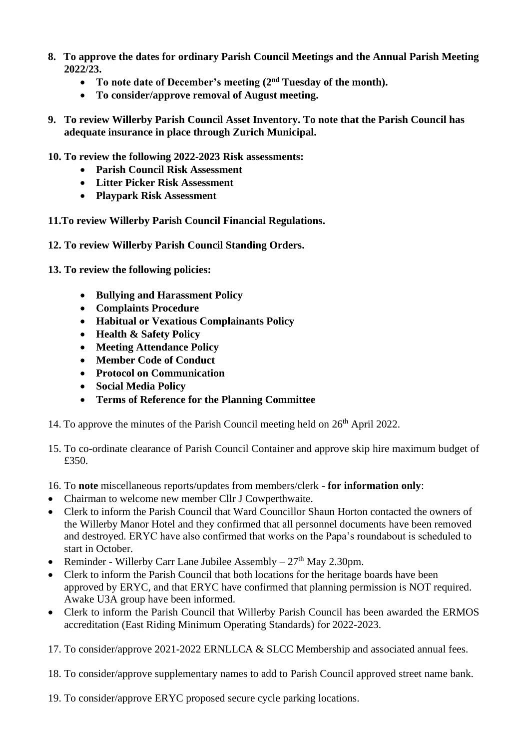8. **To approve the dates for ordinary Parish Council Meetings and the Annual Parish Meeting 2022/23.**
   - **To note date of December's meeting (2nd Tuesday of the month).**
   - **To consider/approve removal of August meeting.**

9. **To review Willerby Parish Council Asset Inventory. To note that the Parish Council has adequate insurance in place through Zurich Municipal.**

10. **To review the following 2022-2023 Risk assessments:**
    - **Parish Council Risk Assessment**
    - **Litter Picker Risk Assessment**
    - **Playpark Risk Assessment**

11. **To review Willerby Parish Council Financial Regulations.**

12. **To review Willerby Parish Council Standing Orders.**

13. **To review the following policies:**
    - **Bullying and Harassment Policy**
    - **Complaints Procedure**
    - **Habitual or Vexatious Complainants Policy**
    - **Health & Safety Policy**
    - **Meeting Attendance Policy**
    - **Member Code of Conduct**
    - **Protocol on Communication**
    - **Social Media Policy**
    - **Terms of Reference for the Planning Committee**

14. To approve the minutes of the Parish Council meeting held on 26th April 2022.

15. To co-ordinate clearance of Parish Council Container and approve skip hire maximum budget of £350.

16. To **note** miscellaneous reports/updates from members/clerk - **for information only**:

- Chairman to welcome new member Cllr J Cowperthwaite.
- Clerk to inform the Parish Council that Ward Councillor Shaun Horton contacted the owners of the Willerby Manor Hotel and they confirmed that all personnel documents have been removed and destroyed. ERYC have also confirmed that works on the Papa's roundabout is scheduled to start in October.
- Reminder - Willerby Carr Lane Jubilee Assembly – 27th May 2.30pm.
- Clerk to inform the Parish Council that both locations for the heritage boards have been approved by ERYC, and that ERYC have confirmed that planning permission is NOT required. Awake U3A group have been informed.
- Clerk to inform the Parish Council that Willerby Parish Council has been awarded the ERMOS accreditation (East Riding Minimum Operating Standards) for 2022-2023.

17. To consider/approve 2021-2022 ERNLLCA & SLCC Membership and associated annual fees.

18. To consider/approve supplementary names to add to Parish Council approved street name bank.

19. To consider/approve ERYC proposed secure cycle parking locations.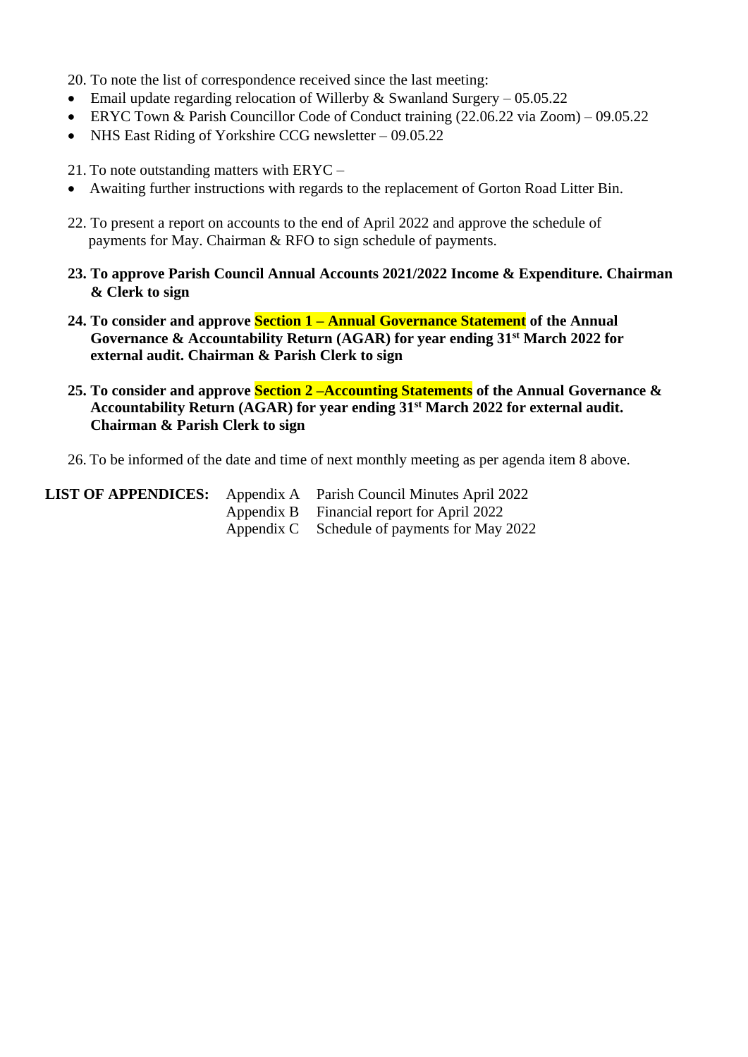20. To note the list of correspondence received since the last meeting:

- Email update regarding relocation of Willerby & Swanland Surgery – 05.05.22
- ERYC Town & Parish Councillor Code of Conduct training (22.06.22 via Zoom) – 09.05.22
- NHS East Riding of Yorkshire CCG newsletter – 09.05.22

21. To note outstanding matters with ERYC –

- Awaiting further instructions with regards to the replacement of Gorton Road Litter Bin.

22. To present a report on accounts to the end of April 2022 and approve the schedule of payments for May. Chairman & RFO to sign schedule of payments.

**23. To approve Parish Council Annual Accounts 2021/2022 Income & Expenditure. Chairman & Clerk to sign**

**24. To consider and approve Section 1 – Annual Governance Statement of the Annual Governance & Accountability Return (AGAR) for year ending 31st March 2022 for external audit. Chairman & Parish Clerk to sign**

**25. To consider and approve Section 2 –Accounting Statements of the Annual Governance & Accountability Return (AGAR) for year ending 31st March 2022 for external audit. Chairman & Parish Clerk to sign**

26. To be informed of the date and time of next monthly meeting as per agenda item 8 above.

| | | |
|---|---|---|
| **LIST OF APPENDICES:** | Appendix A | Parish Council Minutes April 2022 |
| | Appendix B | Financial report for April 2022 |
| | Appendix C | Schedule of payments for May 2022 |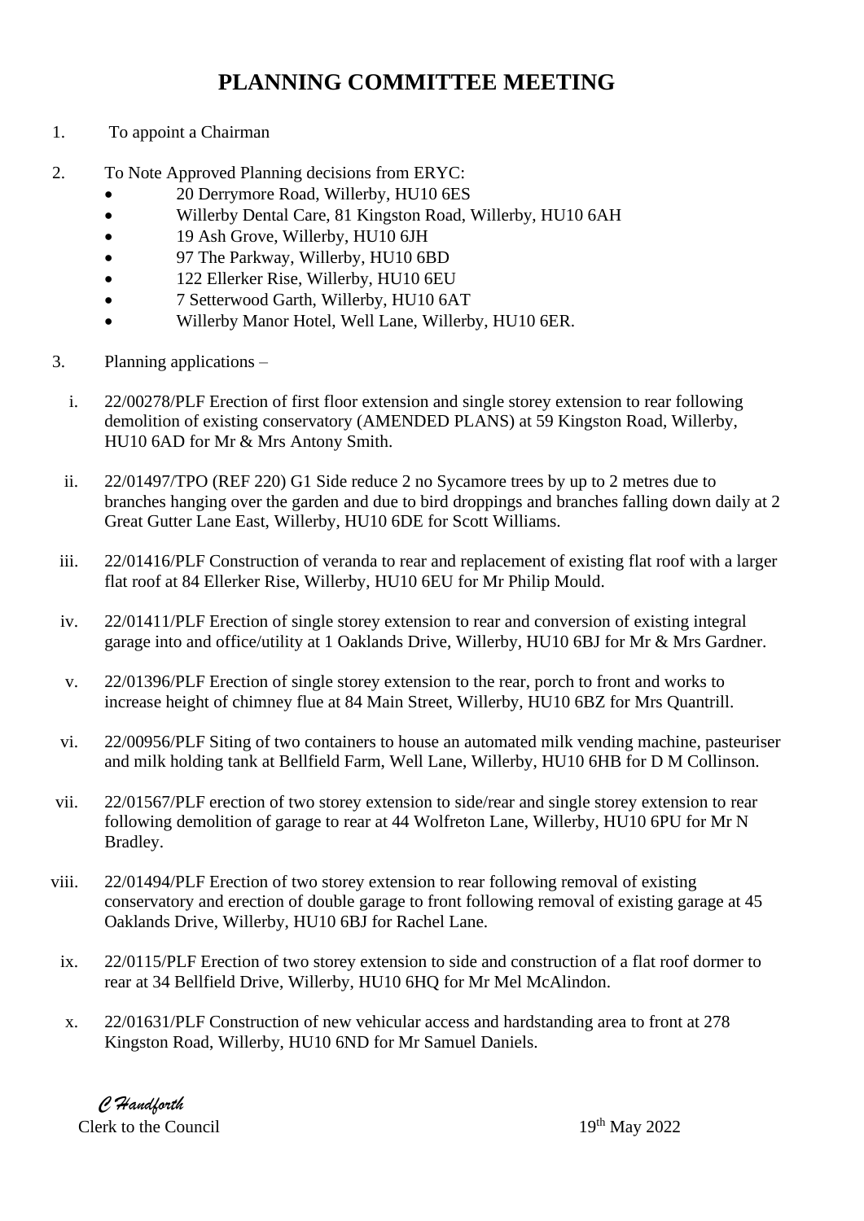# PLANNING COMMITTEE MEETING

1. To appoint a Chairman

2. To Note Approved Planning decisions from ERYC:
   - 20 Derrymore Road, Willerby, HU10 6ES
   - Willerby Dental Care, 81 Kingston Road, Willerby, HU10 6AH
   - 19 Ash Grove, Willerby, HU10 6JH
   - 97 The Parkway, Willerby, HU10 6BD
   - 122 Ellerker Rise, Willerby, HU10 6EU
   - 7 Setterwood Garth, Willerby, HU10 6AT
   - Willerby Manor Hotel, Well Lane, Willerby, HU10 6ER.

3. Planning applications –

   i. 22/00278/PLF Erection of first floor extension and single storey extension to rear following demolition of existing conservatory (AMENDED PLANS) at 59 Kingston Road, Willerby, HU10 6AD for Mr & Mrs Antony Smith.

   ii. 22/01497/TPO (REF 220) G1 Side reduce 2 no Sycamore trees by up to 2 metres due to branches hanging over the garden and due to bird droppings and branches falling down daily at 2 Great Gutter Lane East, Willerby, HU10 6DE for Scott Williams.

   iii. 22/01416/PLF Construction of veranda to rear and replacement of existing flat roof with a larger flat roof at 84 Ellerker Rise, Willerby, HU10 6EU for Mr Philip Mould.

   iv. 22/01411/PLF Erection of single storey extension to rear and conversion of existing integral garage into and office/utility at 1 Oaklands Drive, Willerby, HU10 6BJ for Mr & Mrs Gardner.

   v. 22/01396/PLF Erection of single storey extension to the rear, porch to front and works to increase height of chimney flue at 84 Main Street, Willerby, HU10 6BZ for Mrs Quantrill.

   vi. 22/00956/PLF Siting of two containers to house an automated milk vending machine, pasteuriser and milk holding tank at Bellfield Farm, Well Lane, Willerby, HU10 6HB for D M Collinson.

   vii. 22/01567/PLF erection of two storey extension to side/rear and single storey extension to rear following demolition of garage to rear at 44 Wolfreton Lane, Willerby, HU10 6PU for Mr N Bradley.

   viii. 22/01494/PLF Erection of two storey extension to rear following removal of existing conservatory and erection of double garage to front following removal of existing garage at 45 Oaklands Drive, Willerby, HU10 6BJ for Rachel Lane.

   ix. 22/0115/PLF Erection of two storey extension to side and construction of a flat roof dormer to rear at 34 Bellfield Drive, Willerby, HU10 6HQ for Mr Mel McAlindon.

   x. 22/01631/PLF Construction of new vehicular access and hardstanding area to front at 278 Kingston Road, Willerby, HU10 6ND for Mr Samuel Daniels.

*C Handforth*

Clerk to the Council

19th May 2022